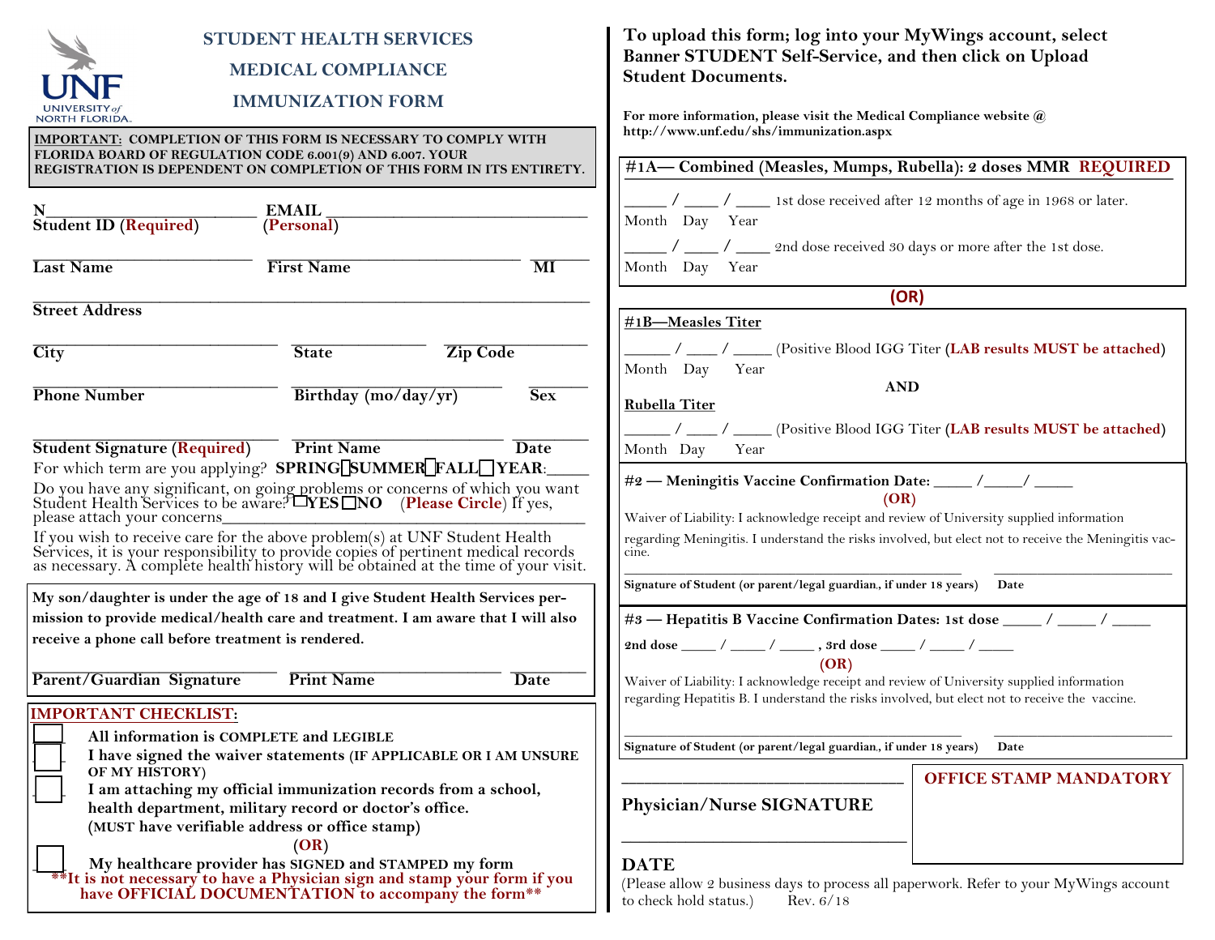UNF
UNIVERSITY of NORTH FLORIDA

# STUDENT HEALTH SERVICES
## MEDICAL COMPLIANCE
## IMMUNIZATION FORM

**IMPORTANT: COMPLETION OF THIS FORM IS NECESSARY TO COMPLY WITH FLORIDA BOARD OF REGULATION CODE 6.001(9) AND 6.007. YOUR REGISTRATION IS DEPENDENT ON COMPLETION OF THIS FORM IN ITS ENTIRETY.**

N________________________ **EMAIL** ______________________________
**Student ID (Required)** (**Personal**)

________________________ ____________________________ ______
**Last Name** **First Name** **MI**

____________________________________________________________
**Street Address**

________________________ ______________ ______________
**City** **State** **Zip Code**

________________________ ______________________ ______
**Phone Number** **Birthday (mo/day/yr)** **Sex**

________________________ ______________________ ______
**Student Signature (Required)** **Print Name** **Date**

For which term are you applying? **SPRING** ☐ **SUMMER** ☐ **FALL** ☐ **YEAR**:_____

Do you have any significant, on going problems or concerns of which you want Student Health Services to be aware? ☐ **YES** ☐ **NO** (**Please Circle**) If yes, please attach your concerns______________________________

If you wish to receive care for the above problem(s) at UNF Student Health Services, it is your responsibility to provide copies of pertinent medical records as necessary. A complete health history will be obtained at the time of your visit.

**My son/daughter is under the age of 18 and I give Student Health Services permission to provide medical/health care and treatment. I am aware that I will also receive a phone call before treatment is rendered.**

________________________ ______________________ ______
**Parent/Guardian Signature** **Print Name** **Date**

**IMPORTANT CHECKLIST:**

- ☐ **All information is COMPLETE and LEGIBLE**
- ☐ **I have signed the waiver statements (IF APPLICABLE OR I AM UNSURE OF MY HISTORY)**
- ☐ **I am attaching my official immunization records from a school, health department, military record or doctor's office. (MUST have verifiable address or office stamp)**

**(OR)**

- ☐ **My healthcare provider has SIGNED and STAMPED my form**

****It is not necessary to have a Physician sign and stamp your form if you have OFFICIAL DOCUMENTATION to accompany the form****

**To upload this form; log into your MyWings account, select Banner STUDENT Self-Service, and then click on Upload Student Documents.**

**For more information, please visit the Medical Compliance website @ http://www.unf.edu/shs/immunization.aspx**

**#1A— Combined (Measles, Mumps, Rubella): 2 doses MMR REQUIRED**

_____ / ____ / ____ 1st dose received after 12 months of age in 1968 or later.
Month Day Year

_____ / ____ / ____ 2nd dose received 30 days or more after the 1st dose.
Month Day Year

**(OR)**

**#1B—Measles Titer**

_____ / ____ / _____ (Positive Blood IGG Titer (**LAB results MUST be attached**)
Month Day Year

**AND**

**Rubella Titer**

_____ / ____ / _____ (Positive Blood IGG Titer (**LAB results MUST be attached**)
Month Day Year

**#2 — Meningitis Vaccine Confirmation Date:** _____ /_____/ _____

**(OR)**

Waiver of Liability: I acknowledge receipt and review of University supplied information regarding Meningitis. I understand the risks involved, but elect not to receive the Meningitis vaccine.

______________________________________ ______________________
**Signature of Student (or parent/legal guardian., if under 18 years)** **Date**

**#3 — Hepatitis B Vaccine Confirmation Dates: 1st dose** _____ / _____ / _____

**2nd dose** _____ / _____ / _____ **, 3rd dose** _____ / _____ / _____

**(OR)**

Waiver of Liability: I acknowledge receipt and review of University supplied information regarding Hepatitis B. I understand the risks involved, but elect not to receive the vaccine.

______________________________________ ______________________
**Signature of Student (or parent/legal guardian., if under 18 years)** **Date**

______________________________
**Physician/Nurse SIGNATURE**

______________________________
**DATE**

**OFFICE STAMP MANDATORY**

(Please allow 2 business days to process all paperwork. Refer to your MyWings account to check hold status.) Rev. 6/18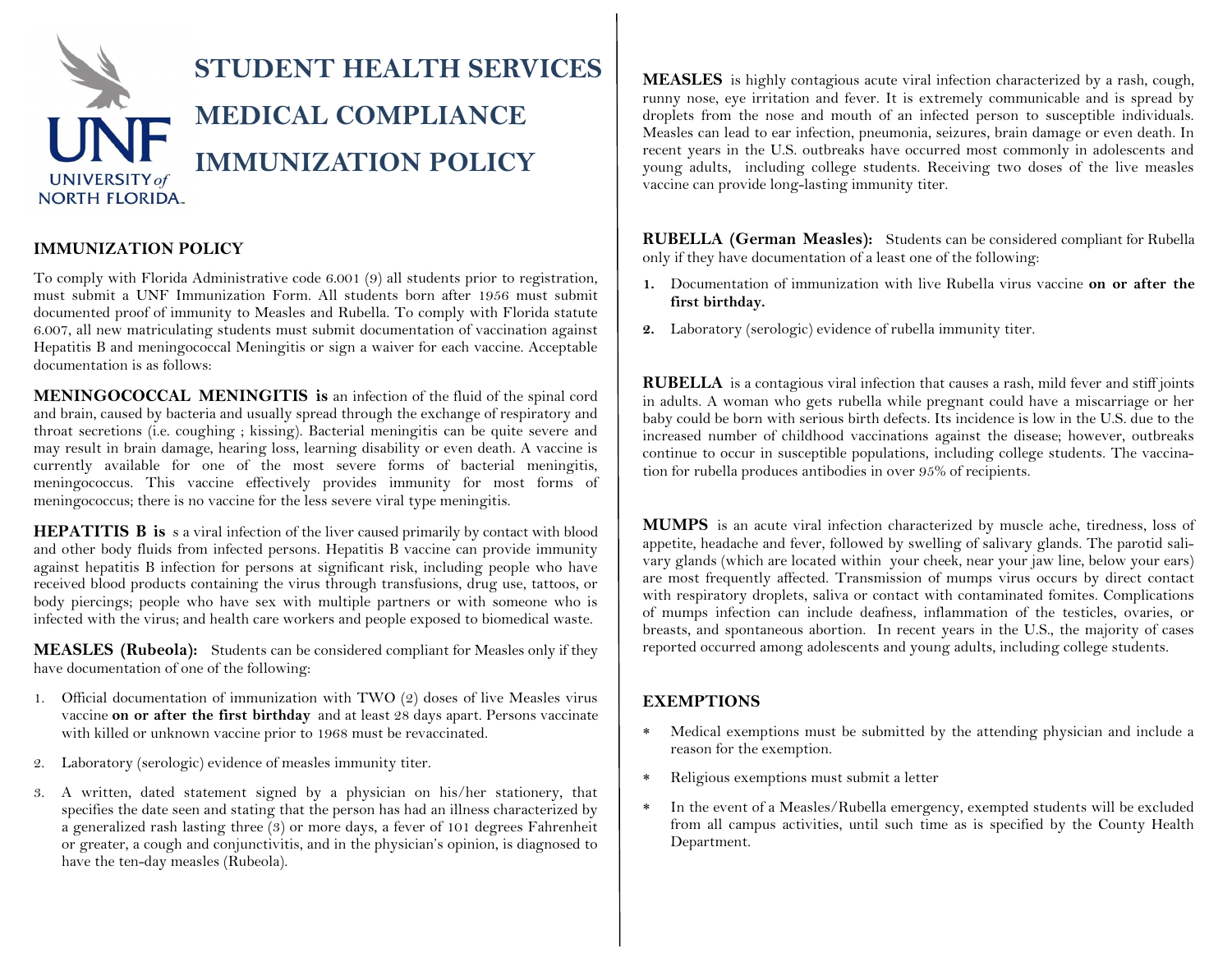# STUDENT HEALTH SERVICES

# MEDICAL COMPLIANCE

# IMMUNIZATION POLICY

UNF UNIVERSITY *of* NORTH FLORIDA

## IMMUNIZATION POLICY

To comply with Florida Administrative code 6.001 (9) all students prior to registration, must submit a UNF Immunization Form. All students born after 1956 must submit documented proof of immunity to Measles and Rubella. To comply with Florida statute 6.007, all new matriculating students must submit documentation of vaccination against Hepatitis B and meningococcal Meningitis or sign a waiver for each vaccine. Acceptable documentation is as follows:

**MENINGOCOCCAL MENINGITIS is** an infection of the fluid of the spinal cord and brain, caused by bacteria and usually spread through the exchange of respiratory and throat secretions (i.e. coughing ; kissing). Bacterial meningitis can be quite severe and may result in brain damage, hearing loss, learning disability or even death. A vaccine is currently available for one of the most severe forms of bacterial meningitis, meningococcus. This vaccine effectively provides immunity for most forms of meningococcus; there is no vaccine for the less severe viral type meningitis.

**HEPATITIS B is** s a viral infection of the liver caused primarily by contact with blood and other body fluids from infected persons. Hepatitis B vaccine can provide immunity against hepatitis B infection for persons at significant risk, including people who have received blood products containing the virus through transfusions, drug use, tattoos, or body piercings; people who have sex with multiple partners or with someone who is infected with the virus; and health care workers and people exposed to biomedical waste.

**MEASLES (Rubeola):** Students can be considered compliant for Measles only if they have documentation of one of the following:

1. Official documentation of immunization with TWO (2) doses of live Measles virus vaccine **on or after the first birthday** and at least 28 days apart. Persons vaccinate with killed or unknown vaccine prior to 1968 must be revaccinated.
2. Laboratory (serologic) evidence of measles immunity titer.
3. A written, dated statement signed by a physician on his/her stationery, that specifies the date seen and stating that the person has had an illness characterized by a generalized rash lasting three (3) or more days, a fever of 101 degrees Fahrenheit or greater, a cough and conjunctivitis, and in the physician's opinion, is diagnosed to have the ten-day measles (Rubeola).

**MEASLES** is highly contagious acute viral infection characterized by a rash, cough, runny nose, eye irritation and fever. It is extremely communicable and is spread by droplets from the nose and mouth of an infected person to susceptible individuals. Measles can lead to ear infection, pneumonia, seizures, brain damage or even death. In recent years in the U.S. outbreaks have occurred most commonly in adolescents and young adults, including college students. Receiving two doses of the live measles vaccine can provide long-lasting immunity titer.

**RUBELLA (German Measles):** Students can be considered compliant for Rubella only if they have documentation of a least one of the following:

1. Documentation of immunization with live Rubella virus vaccine **on or after the first birthday.**
2. Laboratory (serologic) evidence of rubella immunity titer.

**RUBELLA** is a contagious viral infection that causes a rash, mild fever and stiff joints in adults. A woman who gets rubella while pregnant could have a miscarriage or her baby could be born with serious birth defects. Its incidence is low in the U.S. due to the increased number of childhood vaccinations against the disease; however, outbreaks continue to occur in susceptible populations, including college students. The vaccination for rubella produces antibodies in over 95% of recipients.

**MUMPS** is an acute viral infection characterized by muscle ache, tiredness, loss of appetite, headache and fever, followed by swelling of salivary glands. The parotid salivary glands (which are located within your cheek, near your jaw line, below your ears) are most frequently affected. Transmission of mumps virus occurs by direct contact with respiratory droplets, saliva or contact with contaminated fomites. Complications of mumps infection can include deafness, inflammation of the testicles, ovaries, or breasts, and spontaneous abortion. In recent years in the U.S., the majority of cases reported occurred among adolescents and young adults, including college students.

## EXEMPTIONS

* Medical exemptions must be submitted by the attending physician and include a reason for the exemption.
* Religious exemptions must submit a letter
* In the event of a Measles/Rubella emergency, exempted students will be excluded from all campus activities, until such time as is specified by the County Health Department.